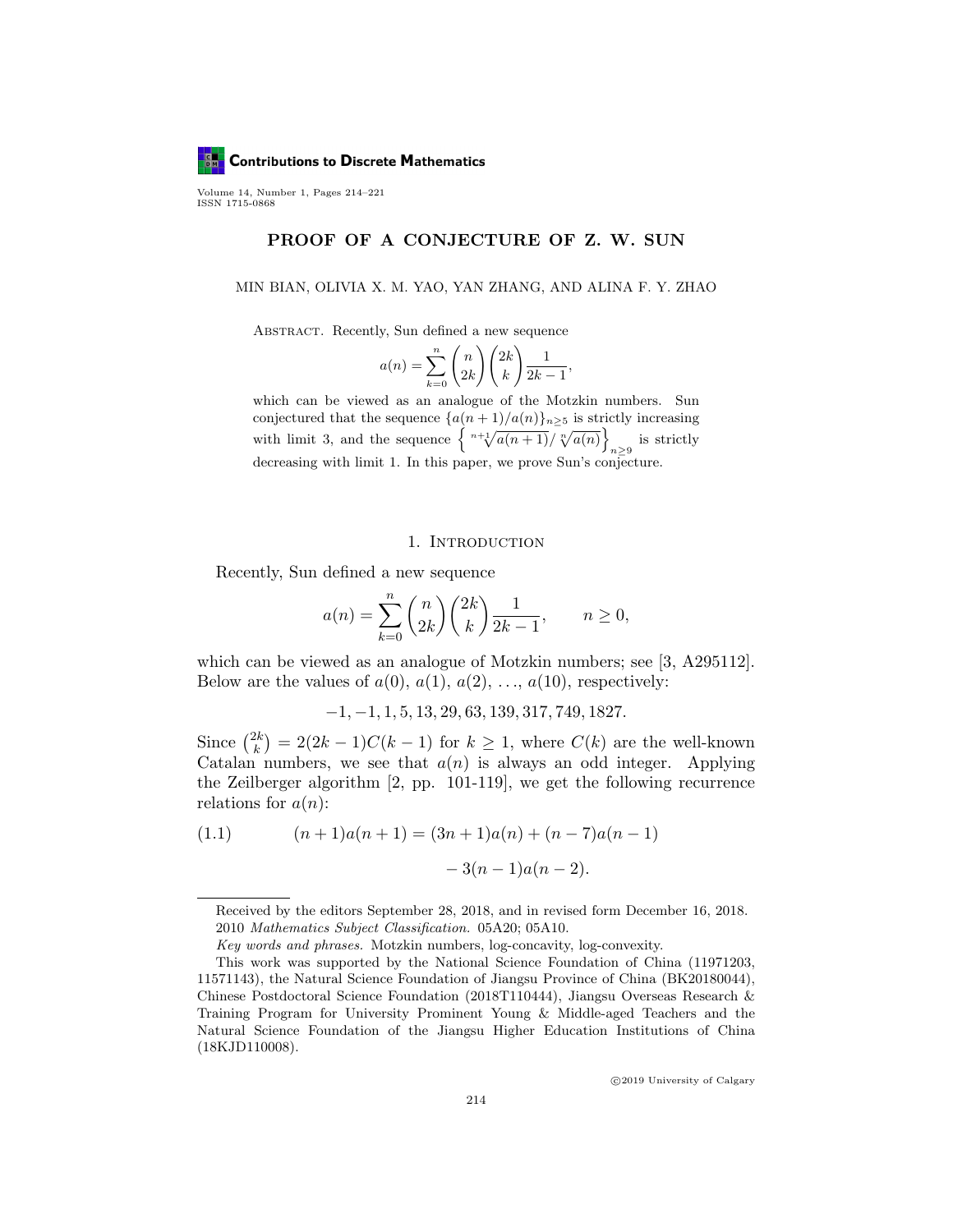# PROOF OF A CONJECTURE OF Z. W. SUN

MIN BIAN, OLIVIA X. M. YAO, YAN ZHANG, AND ALINA F. Y. ZHAO

Abstract. Recently, Sun defined a new sequence

$$a(n) = \sum_{k=0}^{n} \binom{n}{2k} \binom{2k}{k} \frac{1}{2k-1},$$

which can be viewed as an analogue of the Motzkin numbers. Sun conjectured that the sequence $\{a(n+1)/a(n)\}_{n\geq 5}$ is strictly increasing with limit 3, and the sequence $\left\{ \sqrt[n+1]{a(n+1)} / \sqrt[n]{a(n)} \right\}_{n\geq 9}$ is strictly decreasing with limit 1. In this paper, we prove Sun's conjecture.

## 1. Introduction

Recently, Sun defined a new sequence

$$a(n) = \sum_{k=0}^{n} \binom{n}{2k} \binom{2k}{k} \frac{1}{2k-1}, \qquad n \geq 0,$$

which can be viewed as an analogue of Motzkin numbers; see [3, A295112]. Below are the values of $a(0)$, $a(1)$, $a(2)$, ..., $a(10)$, respectively:

$$-1, -1, 1, 5, 13, 29, 63, 139, 317, 749, 1827.$$

Since $\binom{2k}{k} = 2(2k-1)C(k-1)$ for $k \geq 1$, where $C(k)$ are the well-known Catalan numbers, we see that $a(n)$ is always an odd integer. Applying the Zeilberger algorithm [2, pp. 101-119], we get the following recurrence relations for $a(n)$:

$$(1.1) \qquad (n+1)a(n+1) = (3n+1)a(n) + (n-7)a(n-1) - 3(n-1)a(n-2).$$

---

Received by the editors September 28, 2018, and in revised form December 16, 2018.

2010 *Mathematics Subject Classification.* 05A20; 05A10.

*Key words and phrases.* Motzkin numbers, log-concavity, log-convexity.

This work was supported by the National Science Foundation of China (11971203, 11571143), the Natural Science Foundation of Jiangsu Province of China (BK20180044), Chinese Postdoctoral Science Foundation (2018T110444), Jiangsu Overseas Research & Training Program for University Prominent Young & Middle-aged Teachers and the Natural Science Foundation of the Jiangsu Higher Education Institutions of China (18KJD110008).

©2019 University of Calgary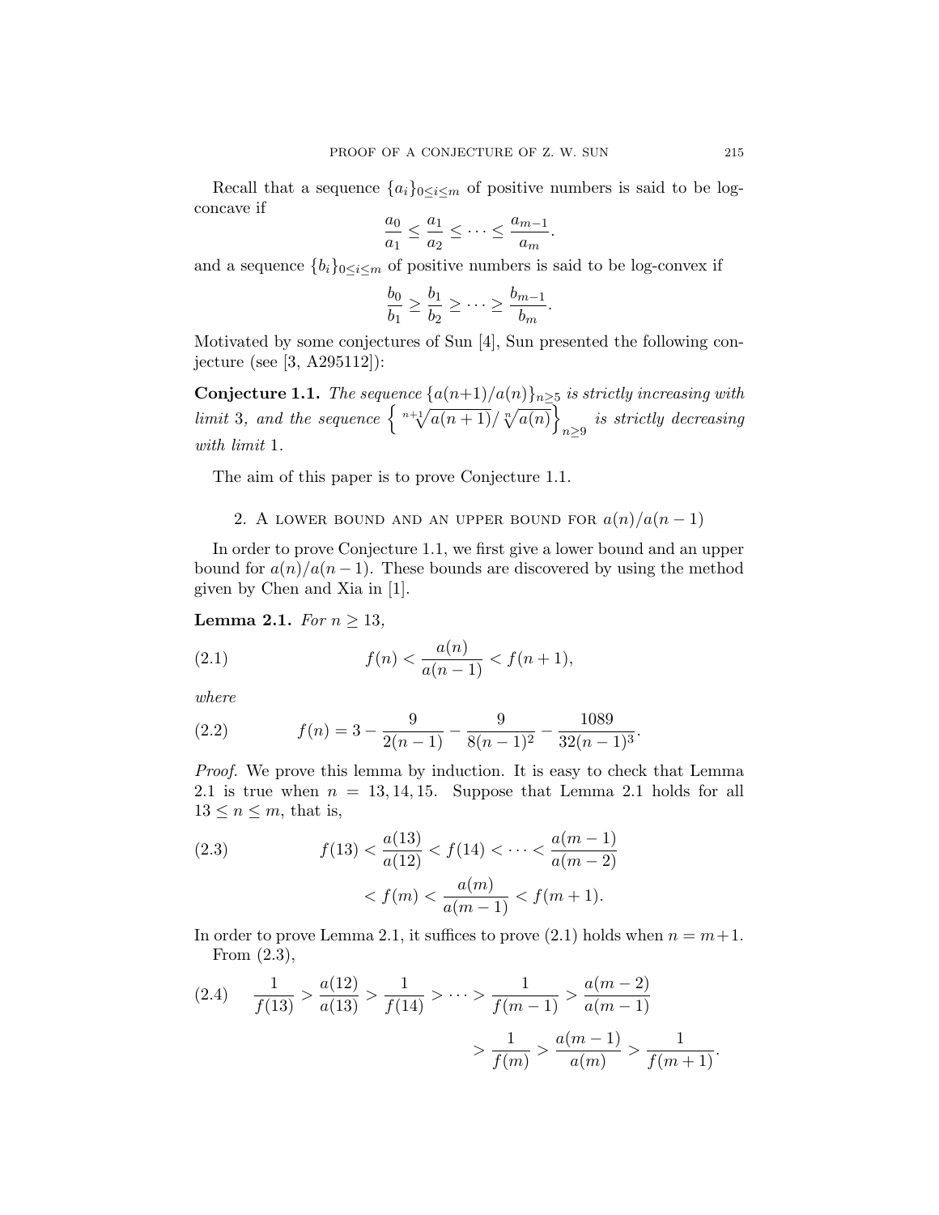Recall that a sequence $\{a_i\}_{0\leq i\leq m}$ of positive numbers is said to be log-concave if

$$\frac{a_0}{a_1} \leq \frac{a_1}{a_2} \leq \cdots \leq \frac{a_{m-1}}{a_m}.$$

and a sequence $\{b_i\}_{0\leq i\leq m}$ of positive numbers is said to be log-convex if

$$\frac{b_0}{b_1} \geq \frac{b_1}{b_2} \geq \cdots \geq \frac{b_{m-1}}{b_m}.$$

Motivated by some conjectures of Sun [4], Sun presented the following conjecture (see [3, A295112]):

**Conjecture 1.1.** *The sequence $\{a(n+1)/a(n)\}_{n\geq 5}$ is strictly increasing with limit 3, and the sequence $\left\{\sqrt[n+1]{a(n+1)}/\sqrt[n]{a(n)}\right\}_{n\geq 9}$ is strictly decreasing with limit 1.*

The aim of this paper is to prove Conjecture 1.1.

## 2. A lower bound and an upper bound for $a(n)/a(n-1)$

In order to prove Conjecture 1.1, we first give a lower bound and an upper bound for $a(n)/a(n-1)$. These bounds are discovered by using the method given by Chen and Xia in [1].

**Lemma 2.1.** *For $n \geq 13$,*

$$f(n) < \frac{a(n)}{a(n-1)} < f(n+1), \tag{2.1}$$

*where*

$$f(n) = 3 - \frac{9}{2(n-1)} - \frac{9}{8(n-1)^2} - \frac{1089}{32(n-1)^3}. \tag{2.2}$$

*Proof.* We prove this lemma by induction. It is easy to check that Lemma 2.1 is true when $n = 13, 14, 15$. Suppose that Lemma 2.1 holds for all $13 \leq n \leq m$, that is,

$$\begin{aligned} f(13) < \frac{a(13)}{a(12)} < f(14) < \cdots < \frac{a(m-1)}{a(m-2)} \\ < f(m) < \frac{a(m)}{a(m-1)} < f(m+1). \end{aligned} \tag{2.3}$$

In order to prove Lemma 2.1, it suffices to prove (2.1) holds when $n = m+1$.

From (2.3),

$$\begin{aligned} \frac{1}{f(13)} > \frac{a(12)}{a(13)} > \frac{1}{f(14)} > \cdots > \frac{1}{f(m-1)} > \frac{a(m-2)}{a(m-1)} \\ > \frac{1}{f(m)} > \frac{a(m-1)}{a(m)} > \frac{1}{f(m+1)}. \end{aligned} \tag{2.4}$$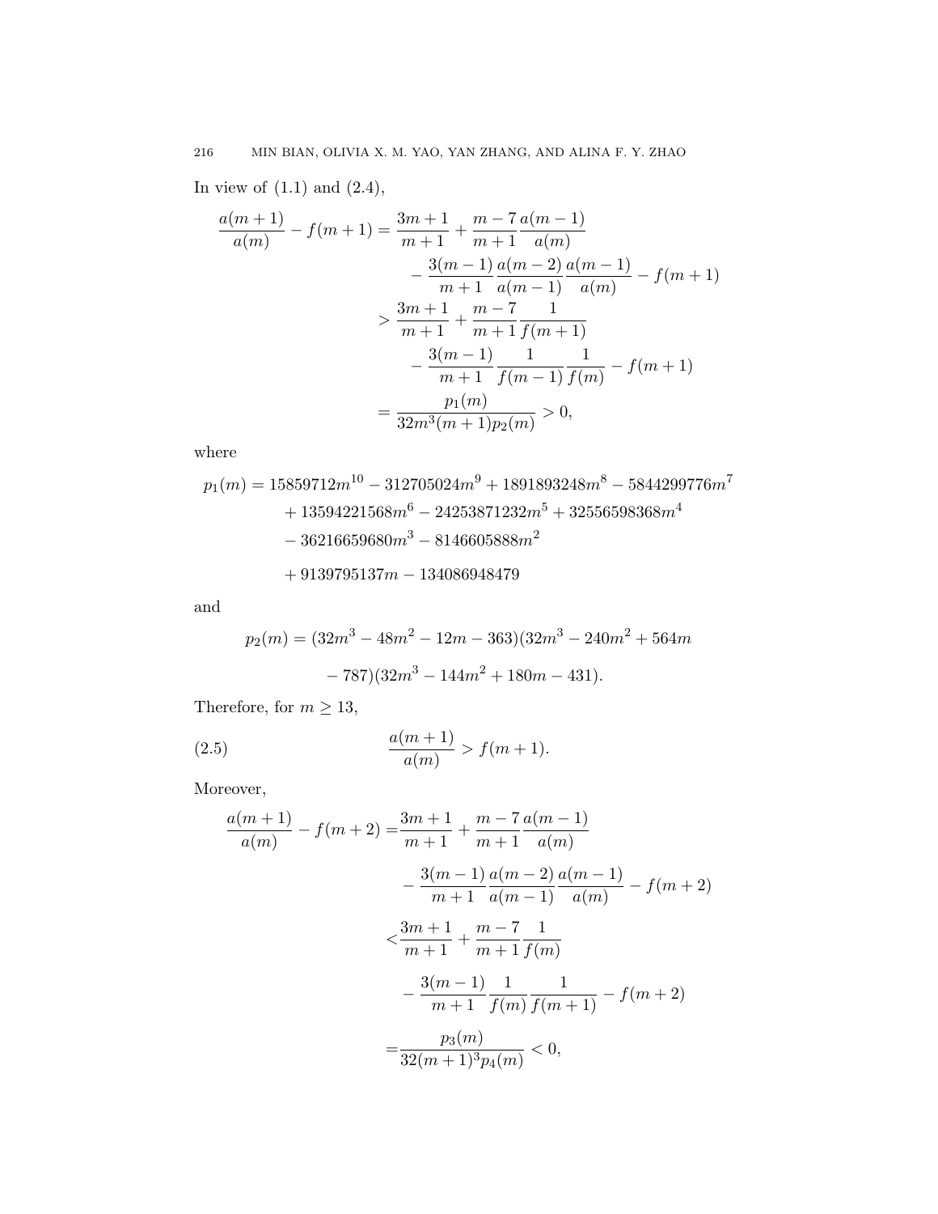In view of (1.1) and (2.4),

$$
\begin{aligned}
\frac{a(m+1)}{a(m)} - f(m+1) &= \frac{3m+1}{m+1} + \frac{m-7}{m+1}\frac{a(m-1)}{a(m)} \\
&\quad - \frac{3(m-1)}{m+1}\frac{a(m-2)}{a(m-1)}\frac{a(m-1)}{a(m)} - f(m+1) \\
&> \frac{3m+1}{m+1} + \frac{m-7}{m+1}\frac{1}{f(m+1)} \\
&\quad - \frac{3(m-1)}{m+1}\frac{1}{f(m-1)}\frac{1}{f(m)} - f(m+1) \\
&= \frac{p_1(m)}{32m^3(m+1)p_2(m)} > 0,
\end{aligned}
$$

where

$$
\begin{aligned}
p_1(m) &= 15859712m^{10} - 312705024m^9 + 1891893248m^8 - 5844299776m^7 \\
&\quad + 13594221568m^6 - 24253871232m^5 + 32556598368m^4 \\
&\quad - 36216659680m^3 - 8146605888m^2 \\
&\quad + 9139795137m - 134086948479
\end{aligned}
$$

and

$$
\begin{aligned}
p_2(m) &= (32m^3 - 48m^2 - 12m - 363)(32m^3 - 240m^2 + 564m \\
&\quad - 787)(32m^3 - 144m^2 + 180m - 431).
\end{aligned}
$$

Therefore, for $m \geq 13$,

$$
\frac{a(m+1)}{a(m)} > f(m+1). \tag{2.5}
$$

Moreover,

$$
\begin{aligned}
\frac{a(m+1)}{a(m)} - f(m+2) &= \frac{3m+1}{m+1} + \frac{m-7}{m+1}\frac{a(m-1)}{a(m)} \\
&\quad - \frac{3(m-1)}{m+1}\frac{a(m-2)}{a(m-1)}\frac{a(m-1)}{a(m)} - f(m+2) \\
&< \frac{3m+1}{m+1} + \frac{m-7}{m+1}\frac{1}{f(m)} \\
&\quad - \frac{3(m-1)}{m+1}\frac{1}{f(m)}\frac{1}{f(m+1)} - f(m+2) \\
&= \frac{p_3(m)}{32(m+1)^3 p_4(m)} < 0,
\end{aligned}
$$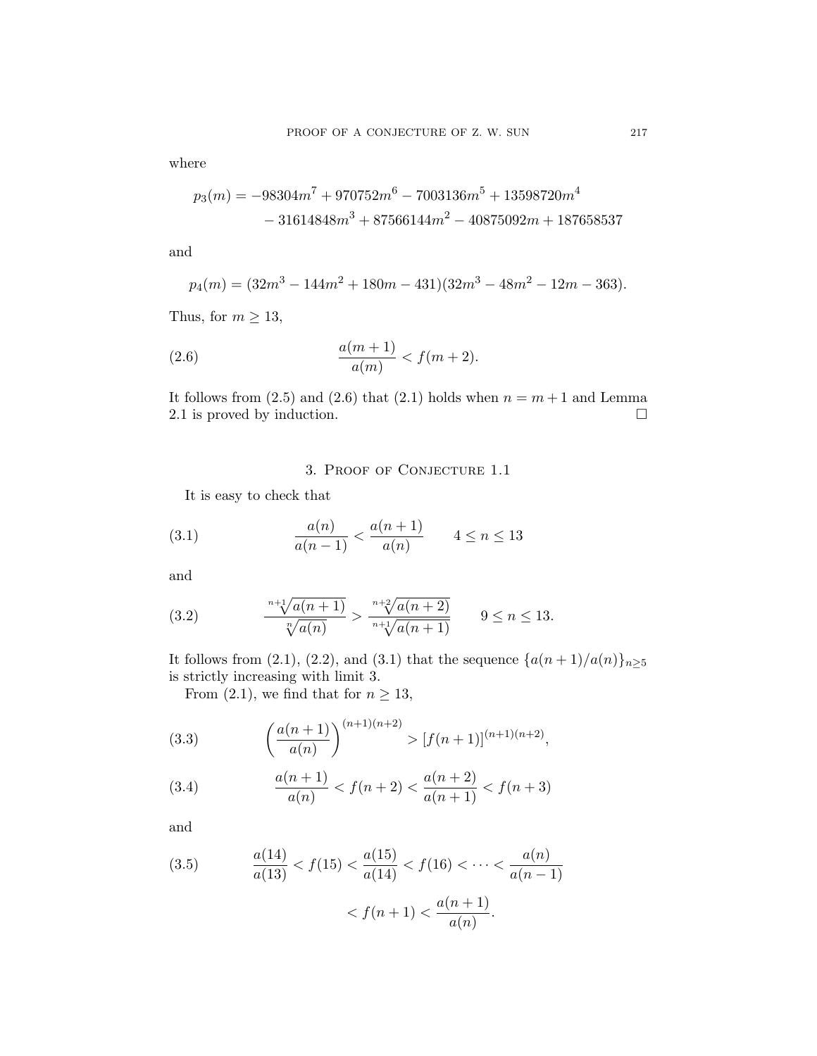where

$$p_3(m) = -98304m^7 + 970752m^6 - 7003136m^5 + 13598720m^4 - 31614848m^3 + 87566144m^2 - 40875092m + 187658537$$

and

$$p_4(m) = (32m^3 - 144m^2 + 180m - 431)(32m^3 - 48m^2 - 12m - 363).$$

Thus, for $m \geq 13$,

$$\frac{a(m+1)}{a(m)} < f(m+2). \tag{2.6}$$

It follows from (2.5) and (2.6) that (2.1) holds when $n = m+1$ and Lemma 2.1 is proved by induction. $\square$

## 3. Proof of Conjecture 1.1

It is easy to check that

$$\frac{a(n)}{a(n-1)} < \frac{a(n+1)}{a(n)} \qquad 4 \leq n \leq 13 \tag{3.1}$$

and

$$\frac{\sqrt[n+1]{a(n+1)}}{\sqrt[n]{a(n)}} > \frac{\sqrt[n+2]{a(n+2)}}{\sqrt[n+1]{a(n+1)}} \qquad 9 \leq n \leq 13. \tag{3.2}$$

It follows from (2.1), (2.2), and (3.1) that the sequence $\{a(n+1)/a(n)\}_{n\geq 5}$ is strictly increasing with limit 3.

From (2.1), we find that for $n \geq 13$,

$$\left(\frac{a(n+1)}{a(n)}\right)^{(n+1)(n+2)} > [f(n+1)]^{(n+1)(n+2)}, \tag{3.3}$$

$$\frac{a(n+1)}{a(n)} < f(n+2) < \frac{a(n+2)}{a(n+1)} < f(n+3) \tag{3.4}$$

and

$$\frac{a(14)}{a(13)} < f(15) < \frac{a(15)}{a(14)} < f(16) < \cdots < \frac{a(n)}{a(n-1)} < f(n+1) < \frac{a(n+1)}{a(n)}. \tag{3.5}$$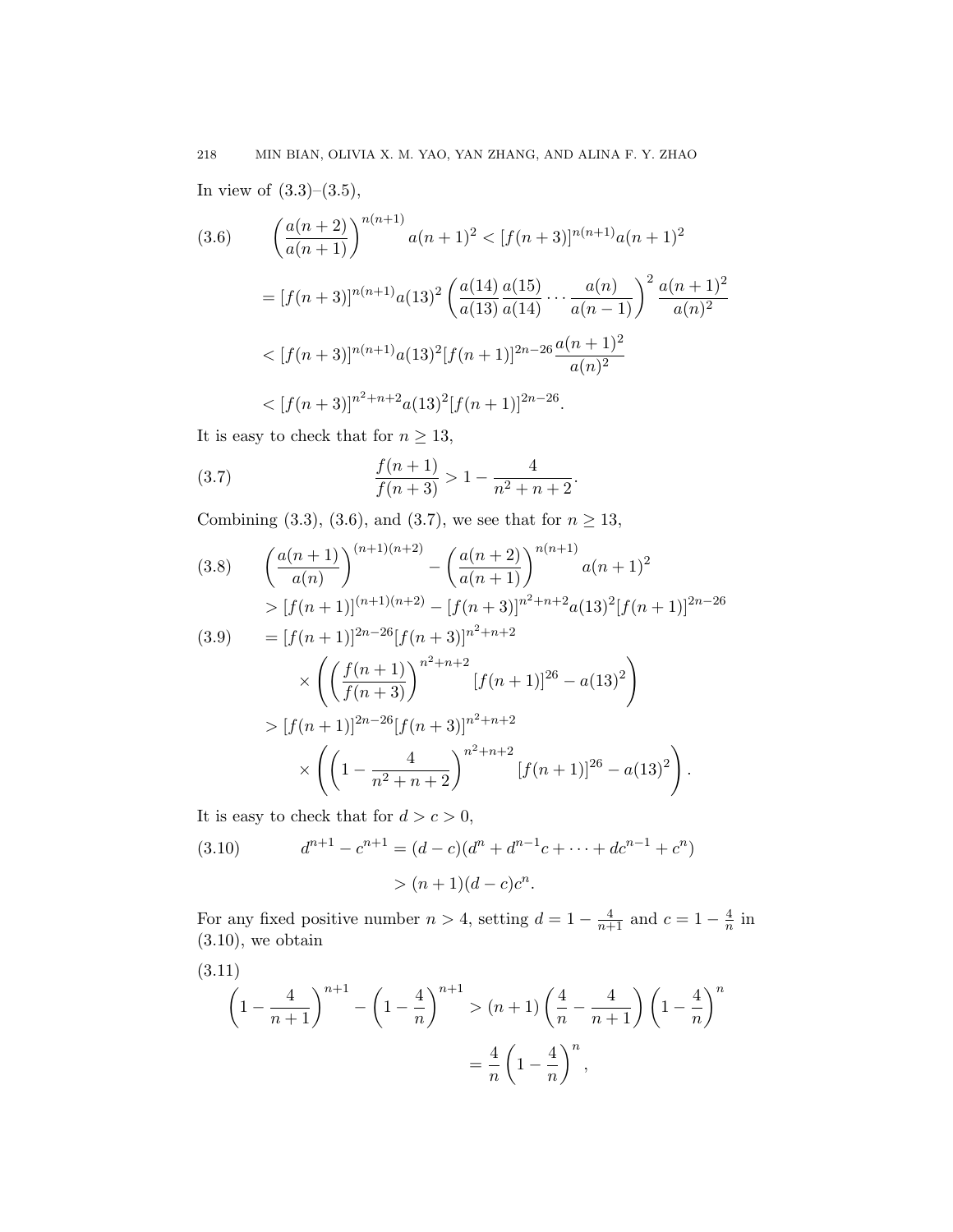In view of (3.3)–(3.5),

$$
\begin{aligned}
(3.6)\qquad \left(\frac{a(n+2)}{a(n+1)}\right)^{n(n+1)} a(n+1)^2 &< [f(n+3)]^{n(n+1)} a(n+1)^2 \\
&= [f(n+3)]^{n(n+1)} a(13)^2 \left(\frac{a(14)}{a(13)}\frac{a(15)}{a(14)}\cdots\frac{a(n)}{a(n-1)}\right)^2 \frac{a(n+1)^2}{a(n)^2} \\
&< [f(n+3)]^{n(n+1)} a(13)^2 [f(n+1)]^{2n-26} \frac{a(n+1)^2}{a(n)^2} \\
&< [f(n+3)]^{n^2+n+2} a(13)^2 [f(n+1)]^{2n-26}.
\end{aligned}
$$

It is easy to check that for $n \geq 13$,

$$
\frac{f(n+1)}{f(n+3)} > 1 - \frac{4}{n^2+n+2}. \tag{3.7}
$$

Combining (3.3), (3.6), and (3.7), we see that for $n \geq 13$,

$$
\begin{aligned}
(3.8)\qquad & \left(\frac{a(n+1)}{a(n)}\right)^{(n+1)(n+2)} - \left(\frac{a(n+2)}{a(n+1)}\right)^{n(n+1)} a(n+1)^2 \\
&> [f(n+1)]^{(n+1)(n+2)} - [f(n+3)]^{n^2+n+2} a(13)^2 [f(n+1)]^{2n-26} \\
(3.9)\qquad &= [f(n+1)]^{2n-26} [f(n+3)]^{n^2+n+2} \\
&\quad \times \left( \left(\frac{f(n+1)}{f(n+3)}\right)^{n^2+n+2} [f(n+1)]^{26} - a(13)^2 \right) \\
&> [f(n+1)]^{2n-26} [f(n+3)]^{n^2+n+2} \\
&\quad \times \left( \left(1 - \frac{4}{n^2+n+2}\right)^{n^2+n+2} [f(n+1)]^{26} - a(13)^2 \right).
\end{aligned}
$$

It is easy to check that for $d > c > 0$,

$$
\begin{aligned}
(3.10)\qquad d^{n+1} - c^{n+1} &= (d-c)(d^n + d^{n-1}c + \cdots + dc^{n-1} + c^n) \\
&> (n+1)(d-c)c^n.
\end{aligned}
$$

For any fixed positive number $n > 4$, setting $d = 1 - \frac{4}{n+1}$ and $c = 1 - \frac{4}{n}$ in (3.10), we obtain

(3.11)

$$
\begin{aligned}
\left(1 - \frac{4}{n+1}\right)^{n+1} - \left(1 - \frac{4}{n}\right)^{n+1} &> (n+1)\left(\frac{4}{n} - \frac{4}{n+1}\right)\left(1 - \frac{4}{n}\right)^n \\
&= \frac{4}{n}\left(1 - \frac{4}{n}\right)^n,
\end{aligned}
$$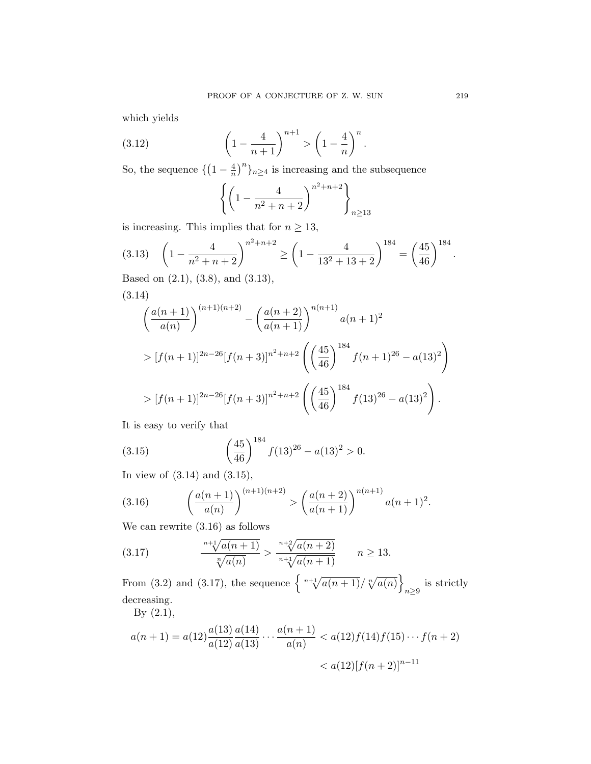which yields

$$\left(1-\frac{4}{n+1}\right)^{n+1} > \left(1-\frac{4}{n}\right)^{n}. \tag{3.12}$$

So, the sequence $\{(1-\frac{4}{n})^n\}_{n\geq 4}$ is increasing and the subsequence

$$\left\{\left(1-\frac{4}{n^2+n+2}\right)^{n^2+n+2}\right\}_{n\geq 13}$$

is increasing. This implies that for $n \geq 13$,

$$\left(1-\frac{4}{n^2+n+2}\right)^{n^2+n+2} \geq \left(1-\frac{4}{13^2+13+2}\right)^{184} = \left(\frac{45}{46}\right)^{184}. \tag{3.13}$$

Based on (2.1), (3.8), and (3.13),

(3.14)

$$\begin{aligned}
&\left(\frac{a(n+1)}{a(n)}\right)^{(n+1)(n+2)} - \left(\frac{a(n+2)}{a(n+1)}\right)^{n(n+1)} a(n+1)^2 \\
&> [f(n+1)]^{2n-26}[f(n+3)]^{n^2+n+2}\left(\left(\frac{45}{46}\right)^{184} f(n+1)^{26} - a(13)^2\right) \\
&> [f(n+1)]^{2n-26}[f(n+3)]^{n^2+n+2}\left(\left(\frac{45}{46}\right)^{184} f(13)^{26} - a(13)^2\right).
\end{aligned}$$

It is easy to verify that

$$\left(\frac{45}{46}\right)^{184} f(13)^{26} - a(13)^2 > 0. \tag{3.15}$$

In view of (3.14) and (3.15),

$$\left(\frac{a(n+1)}{a(n)}\right)^{(n+1)(n+2)} > \left(\frac{a(n+2)}{a(n+1)}\right)^{n(n+1)} a(n+1)^2. \tag{3.16}$$

We can rewrite (3.16) as follows

$$\frac{\sqrt[n+1]{a(n+1)}}{\sqrt[n]{a(n)}} > \frac{\sqrt[n+2]{a(n+2)}}{\sqrt[n+1]{a(n+1)}} \qquad n \geq 13. \tag{3.17}$$

From (3.2) and (3.17), the sequence $\left\{\sqrt[n+1]{a(n+1)}/\sqrt[n]{a(n)}\right\}_{n\geq 9}$ is strictly decreasing.

By (2.1),

$$\begin{aligned}
a(n+1) = a(12)\frac{a(13)}{a(12)}\frac{a(14)}{a(13)}\cdots\frac{a(n+1)}{a(n)} &< a(12)f(14)f(15)\cdots f(n+2) \\
&< a(12)[f(n+2)]^{n-11}
\end{aligned}$$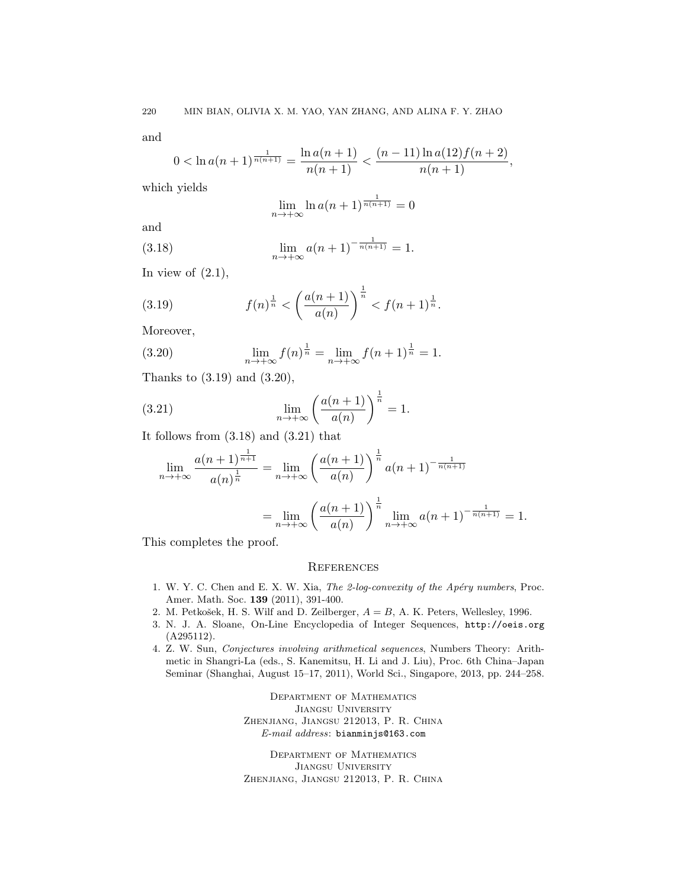and

$$0 < \ln a(n+1)^{\frac{1}{n(n+1)}} = \frac{\ln a(n+1)}{n(n+1)} < \frac{(n-11)\ln a(12) f(n+2)}{n(n+1)},$$

which yields

$$\lim_{n\to+\infty} \ln a(n+1)^{\frac{1}{n(n+1)}} = 0$$

and

$$\lim_{n\to+\infty} a(n+1)^{-\frac{1}{n(n+1)}} = 1. \tag{3.18}$$

In view of (2.1),

$$f(n)^{\frac{1}{n}} < \left(\frac{a(n+1)}{a(n)}\right)^{\frac{1}{n}} < f(n+1)^{\frac{1}{n}}. \tag{3.19}$$

Moreover,

$$\lim_{n\to+\infty} f(n)^{\frac{1}{n}} = \lim_{n\to+\infty} f(n+1)^{\frac{1}{n}} = 1. \tag{3.20}$$

Thanks to (3.19) and (3.20),

$$\lim_{n\to+\infty} \left(\frac{a(n+1)}{a(n)}\right)^{\frac{1}{n}} = 1. \tag{3.21}$$

It follows from (3.18) and (3.21) that

$$\begin{aligned}
\lim_{n\to+\infty} \frac{a(n+1)^{\frac{1}{n+1}}}{a(n)^{\frac{1}{n}}} &= \lim_{n\to+\infty} \left(\frac{a(n+1)}{a(n)}\right)^{\frac{1}{n}} a(n+1)^{-\frac{1}{n(n+1)}} \\
&= \lim_{n\to+\infty} \left(\frac{a(n+1)}{a(n)}\right)^{\frac{1}{n}} \lim_{n\to+\infty} a(n+1)^{-\frac{1}{n(n+1)}} = 1.
\end{aligned}$$

This completes the proof.

## References

1. W. Y. C. Chen and E. X. W. Xia, *The 2-log-convexity of the Apéry numbers*, Proc. Amer. Math. Soc. **139** (2011), 391-400.
2. M. Petkovšek, H. S. Wilf and D. Zeilberger, $A = B$, A. K. Peters, Wellesley, 1996.
3. N. J. A. Sloane, On-Line Encyclopedia of Integer Sequences, `http://oeis.org` (A295112).
4. Z. W. Sun, *Conjectures involving arithmetical sequences*, Numbers Theory: Arithmetic in Shangri-La (eds., S. Kanemitsu, H. Li and J. Liu), Proc. 6th China–Japan Seminar (Shanghai, August 15–17, 2011), World Sci., Singapore, 2013, pp. 244–258.

Department of Mathematics
Jiangsu University
Zhenjiang, Jiangsu 212013, P. R. China
*E-mail address*: `bianminjs@163.com`

Department of Mathematics
Jiangsu University
Zhenjiang, Jiangsu 212013, P. R. China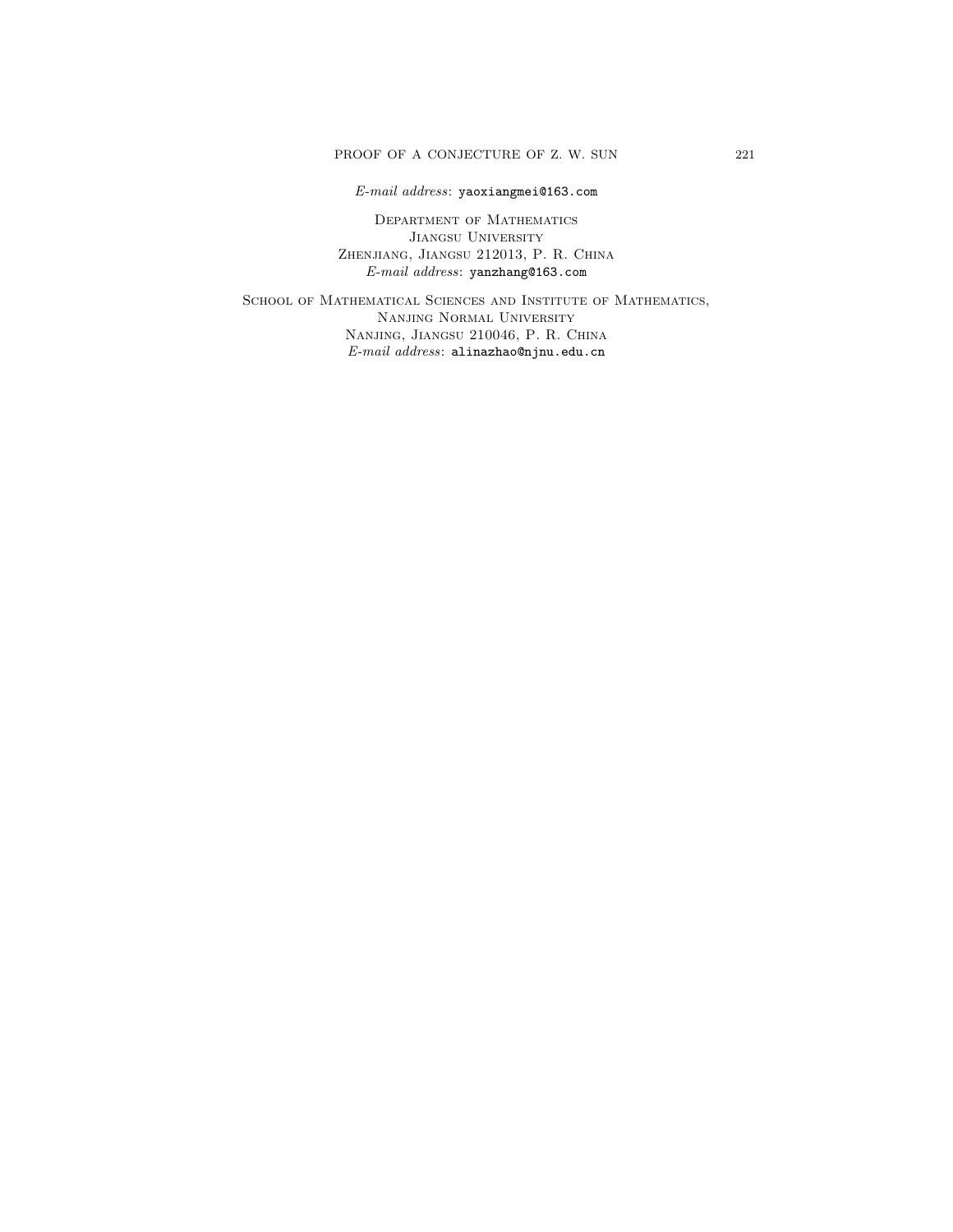*E-mail address*: yaoxiangmei@163.com

Department of Mathematics
Jiangsu University
Zhenjiang, Jiangsu 212013, P. R. China
*E-mail address*: yanzhang@163.com

School of Mathematical Sciences and Institute of Mathematics,
Nanjing Normal University
Nanjing, Jiangsu 210046, P. R. China
*E-mail address*: alinazhao@njnu.edu.cn